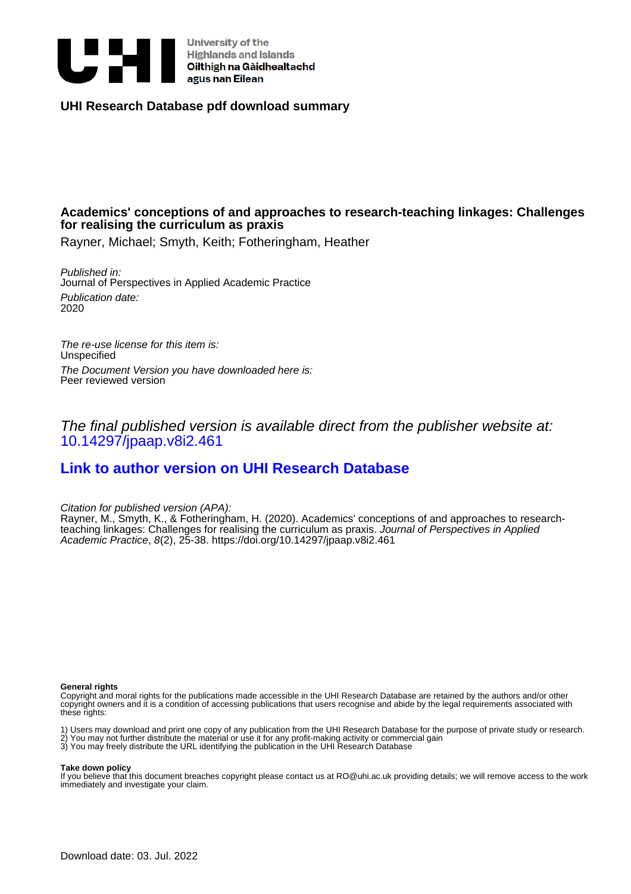University of the Highlands and Islands
Oilthigh na Gàidhealtachd agus nan Eilean

## UHI Research Database pdf download summary

### Academics' conceptions of and approaches to research-teaching linkages: Challenges for realising the curriculum as praxis

Rayner, Michael; Smyth, Keith; Fotheringham, Heather

*Published in:*
Journal of Perspectives in Applied Academic Practice

*Publication date:*
2020

*The re-use license for this item is:*
Unspecified

*The Document Version you have downloaded here is:*
Peer reviewed version

*The final published version is available direct from the publisher website at:*
10.14297/jpaap.v8i2.461

**Link to author version on UHI Research Database**

*Citation for published version (APA):*
Rayner, M., Smyth, K., & Fotheringham, H. (2020). Academics' conceptions of and approaches to research-teaching linkages: Challenges for realising the curriculum as praxis. *Journal of Perspectives in Applied Academic Practice*, *8*(2), 25-38. https://doi.org/10.14297/jpaap.v8i2.461

**General rights**
Copyright and moral rights for the publications made accessible in the UHI Research Database are retained by the authors and/or other copyright owners and it is a condition of accessing publications that users recognise and abide by the legal requirements associated with these rights:

1) Users may download and print one copy of any publication from the UHI Research Database for the purpose of private study or research.
2) You may not further distribute the material or use it for any profit-making activity or commercial gain
3) You may freely distribute the URL identifying the publication in the UHI Research Database

**Take down policy**
If you believe that this document breaches copyright please contact us at RO@uhi.ac.uk providing details; we will remove access to the work immediately and investigate your claim.

Download date: 03. Jul. 2022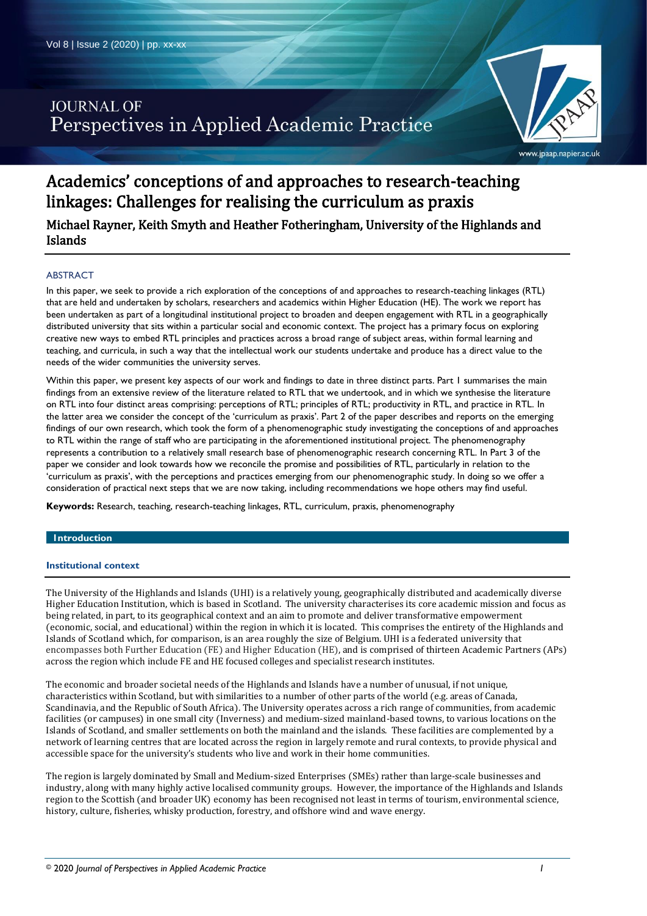# Academics' conceptions of and approaches to research-teaching linkages: Challenges for realising the curriculum as praxis

## Michael Rayner, Keith Smyth and Heather Fotheringham, University of the Highlands and Islands

### ABSTRACT

In this paper, we seek to provide a rich exploration of the conceptions of and approaches to research-teaching linkages (RTL) that are held and undertaken by scholars, researchers and academics within Higher Education (HE). The work we report has been undertaken as part of a longitudinal institutional project to broaden and deepen engagement with RTL in a geographically distributed university that sits within a particular social and economic context. The project has a primary focus on exploring creative new ways to embed RTL principles and practices across a broad range of subject areas, within formal learning and teaching, and curricula, in such a way that the intellectual work our students undertake and produce has a direct value to the needs of the wider communities the university serves.

Within this paper, we present key aspects of our work and findings to date in three distinct parts. Part 1 summarises the main findings from an extensive review of the literature related to RTL that we undertook, and in which we synthesise the literature on RTL into four distinct areas comprising: perceptions of RTL; principles of RTL; productivity in RTL, and practice in RTL. In the latter area we consider the concept of the 'curriculum as praxis'. Part 2 of the paper describes and reports on the emerging findings of our own research, which took the form of a phenomenographic study investigating the conceptions of and approaches to RTL within the range of staff who are participating in the aforementioned institutional project. The phenomenography represents a contribution to a relatively small research base of phenomenographic research concerning RTL. In Part 3 of the paper we consider and look towards how we reconcile the promise and possibilities of RTL, particularly in relation to the 'curriculum as praxis', with the perceptions and practices emerging from our phenomenographic study. In doing so we offer a consideration of practical next steps that we are now taking, including recommendations we hope others may find useful.

**Keywords:** Research, teaching, research-teaching linkages, RTL, curriculum, praxis, phenomenography

## Introduction

### Institutional context

The University of the Highlands and Islands (UHI) is a relatively young, geographically distributed and academically diverse Higher Education Institution, which is based in Scotland. The university characterises its core academic mission and focus as being related, in part, to its geographical context and an aim to promote and deliver transformative empowerment (economic, social, and educational) within the region in which it is located. This comprises the entirety of the Highlands and Islands of Scotland which, for comparison, is an area roughly the size of Belgium. UHI is a federated university that encompasses both Further Education (FE) and Higher Education (HE), and is comprised of thirteen Academic Partners (APs) across the region which include FE and HE focused colleges and specialist research institutes.

The economic and broader societal needs of the Highlands and Islands have a number of unusual, if not unique, characteristics within Scotland, but with similarities to a number of other parts of the world (e.g. areas of Canada, Scandinavia, and the Republic of South Africa). The University operates across a rich range of communities, from academic facilities (or campuses) in one small city (Inverness) and medium-sized mainland-based towns, to various locations on the Islands of Scotland, and smaller settlements on both the mainland and the islands. These facilities are complemented by a network of learning centres that are located across the region in largely remote and rural contexts, to provide physical and accessible space for the university's students who live and work in their home communities.

The region is largely dominated by Small and Medium-sized Enterprises (SMEs) rather than large-scale businesses and industry, along with many highly active localised community groups. However, the importance of the Highlands and Islands region to the Scottish (and broader UK) economy has been recognised not least in terms of tourism, environmental science, history, culture, fisheries, whisky production, forestry, and offshore wind and wave energy.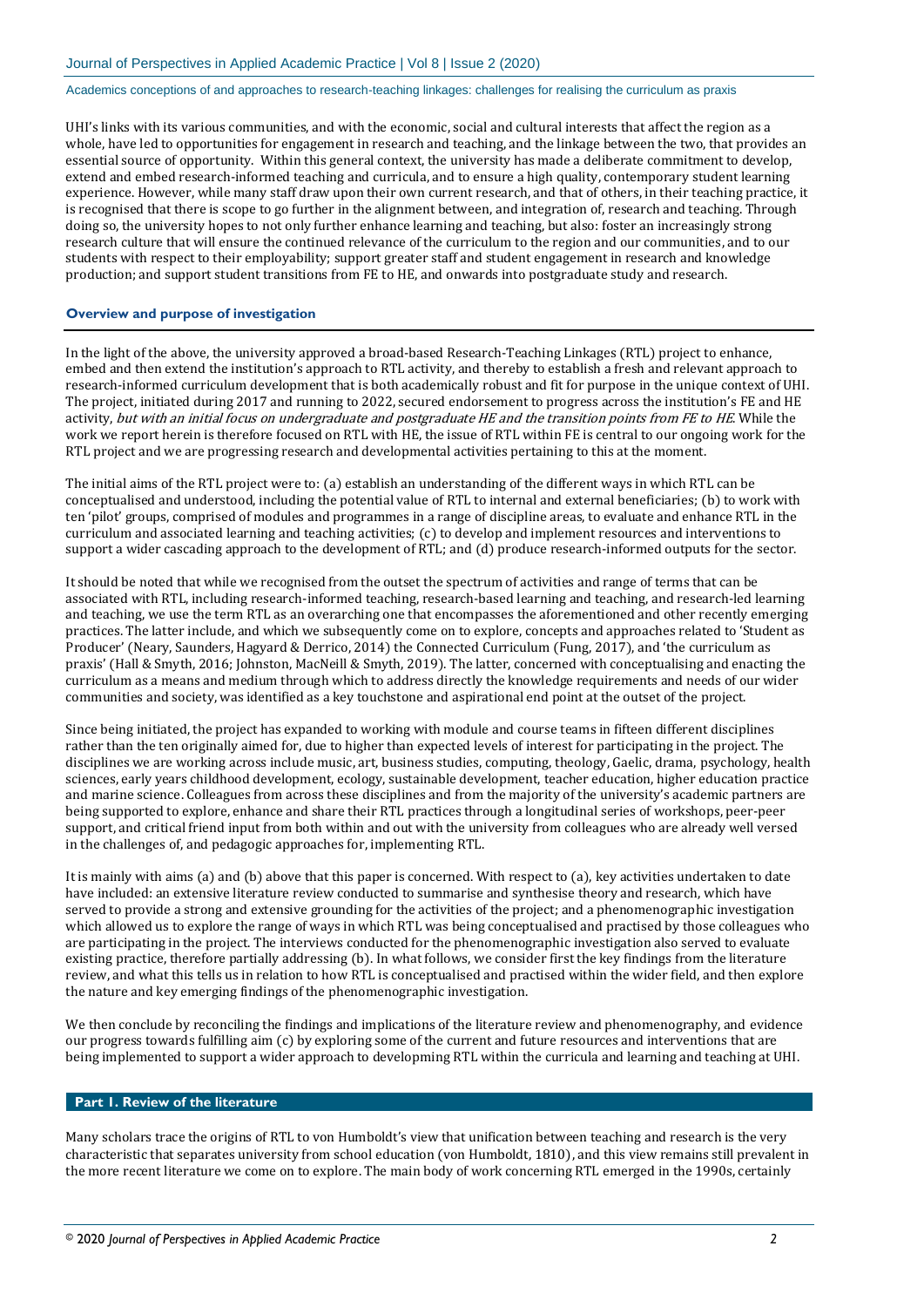UHI's links with its various communities, and with the economic, social and cultural interests that affect the region as a whole, have led to opportunities for engagement in research and teaching, and the linkage between the two, that provides an essential source of opportunity. Within this general context, the university has made a deliberate commitment to develop, extend and embed research-informed teaching and curricula, and to ensure a high quality, contemporary student learning experience. However, while many staff draw upon their own current research, and that of others, in their teaching practice, it is recognised that there is scope to go further in the alignment between, and integration of, research and teaching. Through doing so, the university hopes to not only further enhance learning and teaching, but also: foster an increasingly strong research culture that will ensure the continued relevance of the curriculum to the region and our communities, and to our students with respect to their employability; support greater staff and student engagement in research and knowledge production; and support student transitions from FE to HE, and onwards into postgraduate study and research.

### Overview and purpose of investigation

In the light of the above, the university approved a broad-based Research-Teaching Linkages (RTL) project to enhance, embed and then extend the institution's approach to RTL activity, and thereby to establish a fresh and relevant approach to research-informed curriculum development that is both academically robust and fit for purpose in the unique context of UHI. The project, initiated during 2017 and running to 2022, secured endorsement to progress across the institution's FE and HE activity, *but with an initial focus on undergraduate and postgraduate HE and the transition points from FE to HE*. While the work we report herein is therefore focused on RTL with HE, the issue of RTL within FE is central to our ongoing work for the RTL project and we are progressing research and developmental activities pertaining to this at the moment.

The initial aims of the RTL project were to: (a) establish an understanding of the different ways in which RTL can be conceptualised and understood, including the potential value of RTL to internal and external beneficiaries; (b) to work with ten 'pilot' groups, comprised of modules and programmes in a range of discipline areas, to evaluate and enhance RTL in the curriculum and associated learning and teaching activities; (c) to develop and implement resources and interventions to support a wider cascading approach to the development of RTL; and (d) produce research-informed outputs for the sector.

It should be noted that while we recognised from the outset the spectrum of activities and range of terms that can be associated with RTL, including research-informed teaching, research-based learning and teaching, and research-led learning and teaching, we use the term RTL as an overarching one that encompasses the aforementioned and other recently emerging practices. The latter include, and which we subsequently come on to explore, concepts and approaches related to 'Student as Producer' (Neary, Saunders, Hagyard & Derrico, 2014) the Connected Curriculum (Fung, 2017), and 'the curriculum as praxis' (Hall & Smyth, 2016; Johnston, MacNeill & Smyth, 2019). The latter, concerned with conceptualising and enacting the curriculum as a means and medium through which to address directly the knowledge requirements and needs of our wider communities and society, was identified as a key touchstone and aspirational end point at the outset of the project.

Since being initiated, the project has expanded to working with module and course teams in fifteen different disciplines rather than the ten originally aimed for, due to higher than expected levels of interest for participating in the project. The disciplines we are working across include music, art, business studies, computing, theology, Gaelic, drama, psychology, health sciences, early years childhood development, ecology, sustainable development, teacher education, higher education practice and marine science. Colleagues from across these disciplines and from the majority of the university's academic partners are being supported to explore, enhance and share their RTL practices through a longitudinal series of workshops, peer-peer support, and critical friend input from both within and out with the university from colleagues who are already well versed in the challenges of, and pedagogic approaches for, implementing RTL.

It is mainly with aims (a) and (b) above that this paper is concerned. With respect to (a), key activities undertaken to date have included: an extensive literature review conducted to summarise and synthesise theory and research, which have served to provide a strong and extensive grounding for the activities of the project; and a phenomenographic investigation which allowed us to explore the range of ways in which RTL was being conceptualised and practised by those colleagues who are participating in the project. The interviews conducted for the phenomenographic investigation also served to evaluate existing practice, therefore partially addressing (b). In what follows, we consider first the key findings from the literature review, and what this tells us in relation to how RTL is conceptualised and practised within the wider field, and then explore the nature and key emerging findings of the phenomenographic investigation.

We then conclude by reconciling the findings and implications of the literature review and phenomenography, and evidence our progress towards fulfilling aim (c) by exploring some of the current and future resources and interventions that are being implemented to support a wider approach to developing RTL within the curricula and learning and teaching at UHI.

## Part 1. Review of the literature

Many scholars trace the origins of RTL to von Humboldt's view that unification between teaching and research is the very characteristic that separates university from school education (von Humboldt, 1810), and this view remains still prevalent in the more recent literature we come on to explore. The main body of work concerning RTL emerged in the 1990s, certainly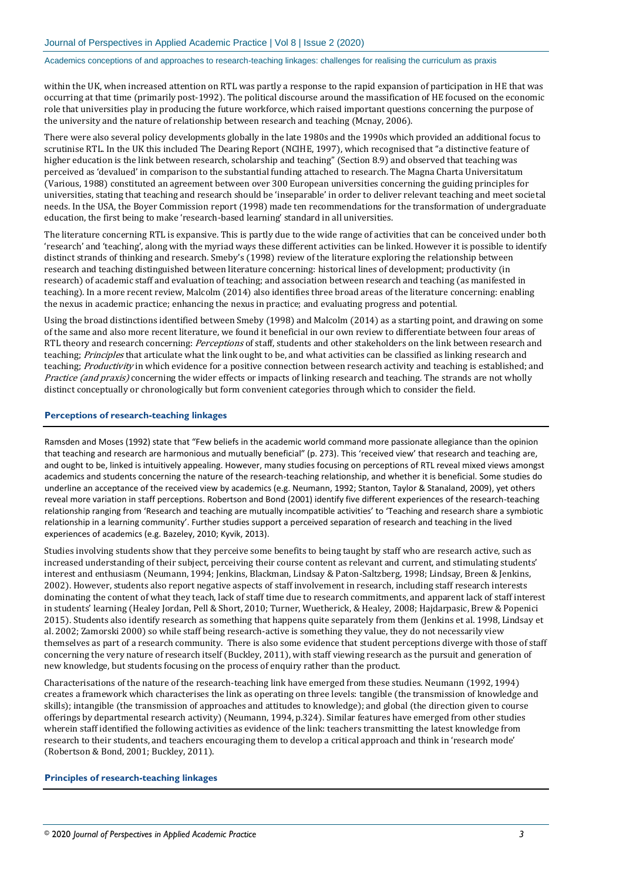within the UK, when increased attention on RTL was partly a response to the rapid expansion of participation in HE that was occurring at that time (primarily post-1992). The political discourse around the massification of HE focused on the economic role that universities play in producing the future workforce, which raised important questions concerning the purpose of the university and the nature of relationship between research and teaching (Mcnay, 2006).

There were also several policy developments globally in the late 1980s and the 1990s which provided an additional focus to scrutinise RTL. In the UK this included The Dearing Report (NCIHE, 1997), which recognised that "a distinctive feature of higher education is the link between research, scholarship and teaching" (Section 8.9) and observed that teaching was perceived as 'devalued' in comparison to the substantial funding attached to research. The Magna Charta Universitatum (Various, 1988) constituted an agreement between over 300 European universities concerning the guiding principles for universities, stating that teaching and research should be 'inseparable' in order to deliver relevant teaching and meet societal needs. In the USA, the Boyer Commission report (1998) made ten recommendations for the transformation of undergraduate education, the first being to make 'research-based learning' standard in all universities.

The literature concerning RTL is expansive. This is partly due to the wide range of activities that can be conceived under both 'research' and 'teaching', along with the myriad ways these different activities can be linked. However it is possible to identify distinct strands of thinking and research. Smeby's (1998) review of the literature exploring the relationship between research and teaching distinguished between literature concerning: historical lines of development; productivity (in research) of academic staff and evaluation of teaching; and association between research and teaching (as manifested in teaching). In a more recent review, Malcolm (2014) also identifies three broad areas of the literature concerning: enabling the nexus in academic practice; enhancing the nexus in practice; and evaluating progress and potential.

Using the broad distinctions identified between Smeby (1998) and Malcolm (2014) as a starting point, and drawing on some of the same and also more recent literature, we found it beneficial in our own review to differentiate between four areas of RTL theory and research concerning: *Perceptions* of staff, students and other stakeholders on the link between research and teaching; *Principles* that articulate what the link ought to be, and what activities can be classified as linking research and teaching; *Productivity* in which evidence for a positive connection between research activity and teaching is established; and *Practice (and praxis)* concerning the wider effects or impacts of linking research and teaching. The strands are not wholly distinct conceptually or chronologically but form convenient categories through which to consider the field.

### Perceptions of research-teaching linkages

Ramsden and Moses (1992) state that "Few beliefs in the academic world command more passionate allegiance than the opinion that teaching and research are harmonious and mutually beneficial" (p. 273). This 'received view' that research and teaching are, and ought to be, linked is intuitively appealing. However, many studies focusing on perceptions of RTL reveal mixed views amongst academics and students concerning the nature of the research-teaching relationship, and whether it is beneficial. Some studies do underline an acceptance of the received view by academics (e.g. Neumann, 1992; Stanton, Taylor & Stanaland, 2009), yet others reveal more variation in staff perceptions. Robertson and Bond (2001) identify five different experiences of the research-teaching relationship ranging from 'Research and teaching are mutually incompatible activities' to 'Teaching and research share a symbiotic relationship in a learning community'. Further studies support a perceived separation of research and teaching in the lived experiences of academics (e.g. Bazeley, 2010; Kyvik, 2013).

Studies involving students show that they perceive some benefits to being taught by staff who are research active, such as increased understanding of their subject, perceiving their course content as relevant and current, and stimulating students' interest and enthusiasm (Neumann, 1994; Jenkins, Blackman, Lindsay & Paton-Saltzberg, 1998; Lindsay, Breen & Jenkins, 2002). However, students also report negative aspects of staff involvement in research, including staff research interests dominating the content of what they teach, lack of staff time due to research commitments, and apparent lack of staff interest in students' learning (Healey Jordan, Pell & Short, 2010; Turner, Wuetherick, & Healey, 2008; Hajdarpasic, Brew & Popenici 2015). Students also identify research as something that happens quite separately from them (Jenkins et al. 1998, Lindsay et al. 2002; Zamorski 2000) so while staff being research-active is something they value, they do not necessarily view themselves as part of a research community. There is also some evidence that student perceptions diverge with those of staff concerning the very nature of research itself (Buckley, 2011), with staff viewing research as the pursuit and generation of new knowledge, but students focusing on the process of enquiry rather than the product.

Characterisations of the nature of the research-teaching link have emerged from these studies. Neumann (1992, 1994) creates a framework which characterises the link as operating on three levels: tangible (the transmission of knowledge and skills); intangible (the transmission of approaches and attitudes to knowledge); and global (the direction given to course offerings by departmental research activity) (Neumann, 1994, p.324). Similar features have emerged from other studies wherein staff identified the following activities as evidence of the link: teachers transmitting the latest knowledge from research to their students, and teachers encouraging them to develop a critical approach and think in 'research mode' (Robertson & Bond, 2001; Buckley, 2011).

### Principles of research-teaching linkages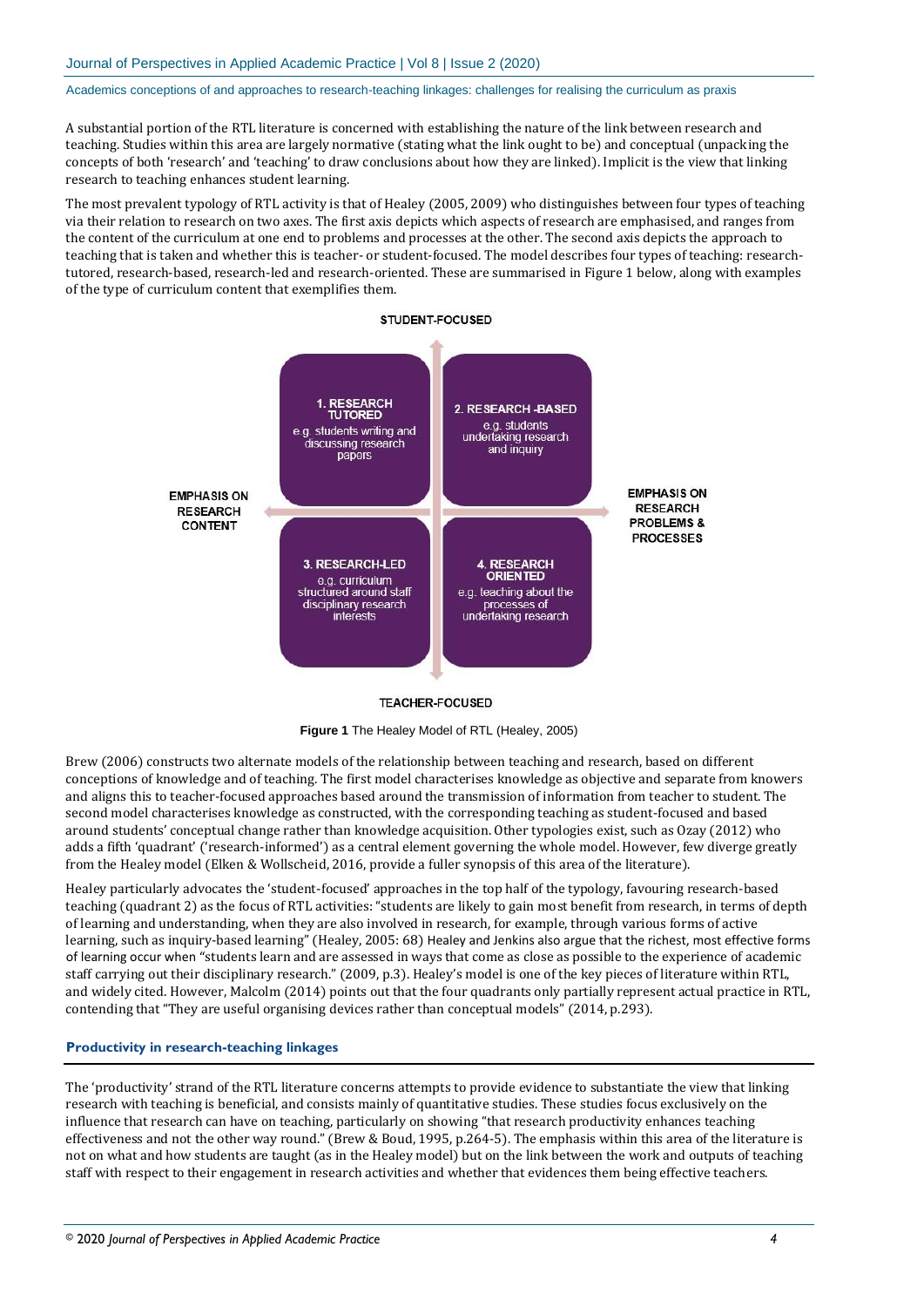A substantial portion of the RTL literature is concerned with establishing the nature of the link between research and teaching. Studies within this area are largely normative (stating what the link ought to be) and conceptual (unpacking the concepts of both 'research' and 'teaching' to draw conclusions about how they are linked). Implicit is the view that linking research to teaching enhances student learning.

The most prevalent typology of RTL activity is that of Healey (2005, 2009) who distinguishes between four types of teaching via their relation to research on two axes. The first axis depicts which aspects of research are emphasised, and ranges from the content of the curriculum at one end to problems and processes at the other. The second axis depicts the approach to teaching that is taken and whether this is teacher- or student-focused. The model describes four types of teaching: research-tutored, research-based, research-led and research-oriented. These are summarised in Figure 1 below, along with examples of the type of curriculum content that exemplifies them.

| | STUDENT-FOCUSED | |
|---|---|---|
| **EMPHASIS ON RESEARCH CONTENT** | **1. RESEARCH TUTORED** e.g. students writing and discussing research papers | **2. RESEARCH-BASED** e.g. students undertaking research and inquiry |
| | **3. RESEARCH-LED** e.g. curriculum structured around staff disciplinary research interests | **4. RESEARCH ORIENTED** e.g. teaching about the processes of undertaking research |
| | TEACHER-FOCUSED | **EMPHASIS ON RESEARCH PROBLEMS & PROCESSES** |

**Figure 1** The Healey Model of RTL (Healey, 2005)

Brew (2006) constructs two alternate models of the relationship between teaching and research, based on different conceptions of knowledge and of teaching. The first model characterises knowledge as objective and separate from knowers and aligns this to teacher-focused approaches based around the transmission of information from teacher to student. The second model characterises knowledge as constructed, with the corresponding teaching as student-focused and based around students' conceptual change rather than knowledge acquisition. Other typologies exist, such as Ozay (2012) who adds a fifth 'quadrant' ('research-informed') as a central element governing the whole model. However, few diverge greatly from the Healey model (Elken & Wollscheid, 2016, provide a fuller synopsis of this area of the literature).

Healey particularly advocates the 'student-focused' approaches in the top half of the typology, favouring research-based teaching (quadrant 2) as the focus of RTL activities: "students are likely to gain most benefit from research, in terms of depth of learning and understanding, when they are also involved in research, for example, through various forms of active learning, such as inquiry-based learning" (Healey, 2005: 68) Healey and Jenkins also argue that the richest, most effective forms of learning occur when "students learn and are assessed in ways that come as close as possible to the experience of academic staff carrying out their disciplinary research." (2009, p.3). Healey's model is one of the key pieces of literature within RTL, and widely cited. However, Malcolm (2014) points out that the four quadrants only partially represent actual practice in RTL, contending that "They are useful organising devices rather than conceptual models" (2014, p.293).

### Productivity in research-teaching linkages

The 'productivity' strand of the RTL literature concerns attempts to provide evidence to substantiate the view that linking research with teaching is beneficial, and consists mainly of quantitative studies. These studies focus exclusively on the influence that research can have on teaching, particularly on showing "that research productivity enhances teaching effectiveness and not the other way round." (Brew & Boud, 1995, p.264-5). The emphasis within this area of the literature is not on what and how students are taught (as in the Healey model) but on the link between the work and outputs of teaching staff with respect to their engagement in research activities and whether that evidences them being effective teachers.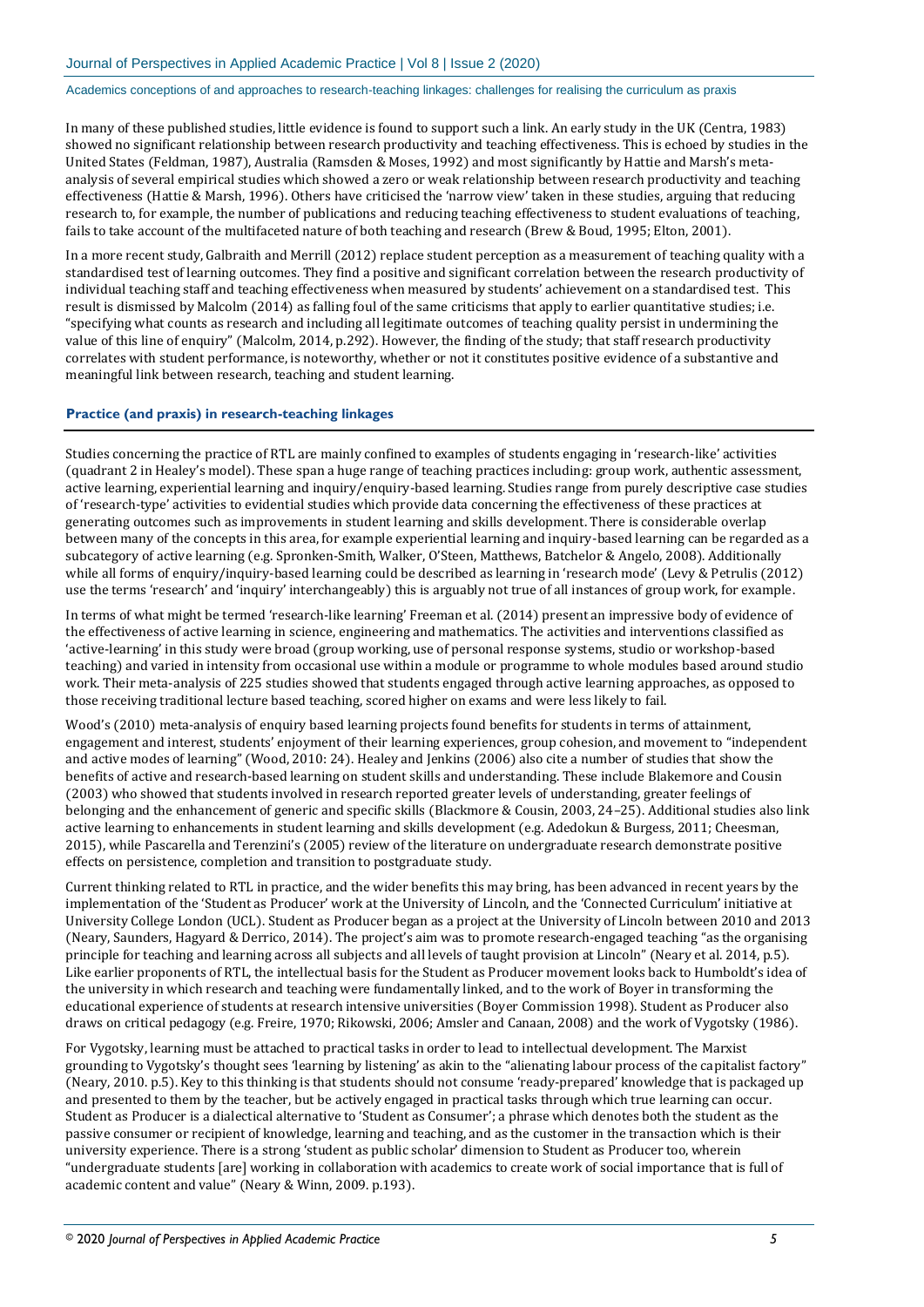In many of these published studies, little evidence is found to support such a link. An early study in the UK (Centra, 1983) showed no significant relationship between research productivity and teaching effectiveness. This is echoed by studies in the United States (Feldman, 1987), Australia (Ramsden & Moses, 1992) and most significantly by Hattie and Marsh's meta-analysis of several empirical studies which showed a zero or weak relationship between research productivity and teaching effectiveness (Hattie & Marsh, 1996). Others have criticised the 'narrow view' taken in these studies, arguing that reducing research to, for example, the number of publications and reducing teaching effectiveness to student evaluations of teaching, fails to take account of the multifaceted nature of both teaching and research (Brew & Boud, 1995; Elton, 2001).

In a more recent study, Galbraith and Merrill (2012) replace student perception as a measurement of teaching quality with a standardised test of learning outcomes. They find a positive and significant correlation between the research productivity of individual teaching staff and teaching effectiveness when measured by students' achievement on a standardised test. This result is dismissed by Malcolm (2014) as falling foul of the same criticisms that apply to earlier quantitative studies; i.e. "specifying what counts as research and including all legitimate outcomes of teaching quality persist in undermining the value of this line of enquiry" (Malcolm, 2014, p.292). However, the finding of the study; that staff research productivity correlates with student performance, is noteworthy, whether or not it constitutes positive evidence of a substantive and meaningful link between research, teaching and student learning.

### Practice (and praxis) in research-teaching linkages

Studies concerning the practice of RTL are mainly confined to examples of students engaging in 'research-like' activities (quadrant 2 in Healey's model). These span a huge range of teaching practices including: group work, authentic assessment, active learning, experiential learning and inquiry/enquiry-based learning. Studies range from purely descriptive case studies of 'research-type' activities to evidential studies which provide data concerning the effectiveness of these practices at generating outcomes such as improvements in student learning and skills development. There is considerable overlap between many of the concepts in this area, for example experiential learning and inquiry-based learning can be regarded as a subcategory of active learning (e.g. Spronken-Smith, Walker, O'Steen, Matthews, Batchelor & Angelo, 2008). Additionally while all forms of enquiry/inquiry-based learning could be described as learning in 'research mode' (Levy & Petrulis (2012) use the terms 'research' and 'inquiry' interchangeably) this is arguably not true of all instances of group work, for example.

In terms of what might be termed 'research-like learning' Freeman et al. (2014) present an impressive body of evidence of the effectiveness of active learning in science, engineering and mathematics. The activities and interventions classified as 'active-learning' in this study were broad (group working, use of personal response systems, studio or workshop-based teaching) and varied in intensity from occasional use within a module or programme to whole modules based around studio work. Their meta-analysis of 225 studies showed that students engaged through active learning approaches, as opposed to those receiving traditional lecture based teaching, scored higher on exams and were less likely to fail.

Wood's (2010) meta-analysis of enquiry based learning projects found benefits for students in terms of attainment, engagement and interest, students' enjoyment of their learning experiences, group cohesion, and movement to "independent and active modes of learning" (Wood, 2010: 24). Healey and Jenkins (2006) also cite a number of studies that show the benefits of active and research-based learning on student skills and understanding. These include Blakemore and Cousin (2003) who showed that students involved in research reported greater levels of understanding, greater feelings of belonging and the enhancement of generic and specific skills (Blackmore & Cousin, 2003, 24–25). Additional studies also link active learning to enhancements in student learning and skills development (e.g. Adedokun & Burgess, 2011; Cheesman, 2015), while Pascarella and Terenzini's (2005) review of the literature on undergraduate research demonstrate positive effects on persistence, completion and transition to postgraduate study.

Current thinking related to RTL in practice, and the wider benefits this may bring, has been advanced in recent years by the implementation of the 'Student as Producer' work at the University of Lincoln, and the 'Connected Curriculum' initiative at University College London (UCL). Student as Producer began as a project at the University of Lincoln between 2010 and 2013 (Neary, Saunders, Hagyard & Derrico, 2014). The project's aim was to promote research-engaged teaching "as the organising principle for teaching and learning across all subjects and all levels of taught provision at Lincoln" (Neary et al. 2014, p.5). Like earlier proponents of RTL, the intellectual basis for the Student as Producer movement looks back to Humboldt's idea of the university in which research and teaching were fundamentally linked, and to the work of Boyer in transforming the educational experience of students at research intensive universities (Boyer Commission 1998). Student as Producer also draws on critical pedagogy (e.g. Freire, 1970; Rikowski, 2006; Amsler and Canaan, 2008) and the work of Vygotsky (1986).

For Vygotsky, learning must be attached to practical tasks in order to lead to intellectual development. The Marxist grounding to Vygotsky's thought sees 'learning by listening' as akin to the "alienating labour process of the capitalist factory" (Neary, 2010. p.5). Key to this thinking is that students should not consume 'ready-prepared' knowledge that is packaged up and presented to them by the teacher, but be actively engaged in practical tasks through which true learning can occur. Student as Producer is a dialectical alternative to 'Student as Consumer'; a phrase which denotes both the student as the passive consumer or recipient of knowledge, learning and teaching, and as the customer in the transaction which is their university experience. There is a strong 'student as public scholar' dimension to Student as Producer too, wherein "undergraduate students [are] working in collaboration with academics to create work of social importance that is full of academic content and value" (Neary & Winn, 2009. p.193).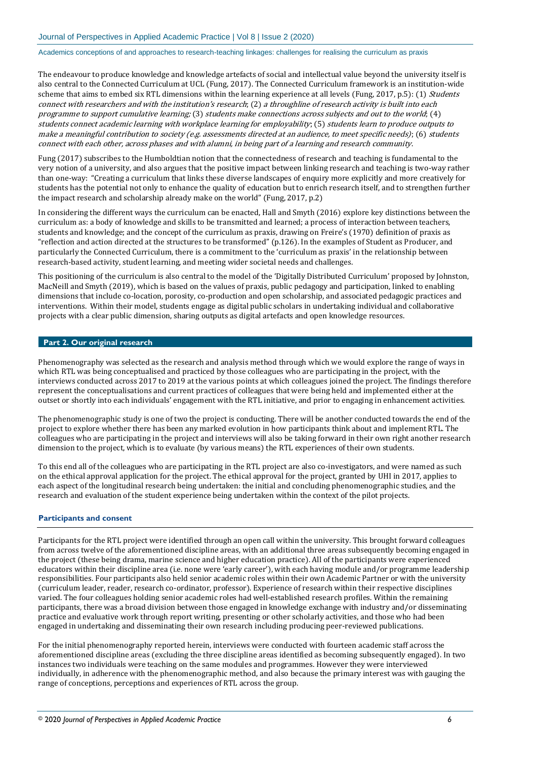The endeavour to produce knowledge and knowledge artefacts of social and intellectual value beyond the university itself is also central to the Connected Curriculum at UCL (Fung, 2017). The Connected Curriculum framework is an institution-wide scheme that aims to embed six RTL dimensions within the learning experience at all levels (Fung, 2017, p.5): (1) *Students connect with researchers and with the institution's research*; (2) *a throughline of research activity is built into each programme to support cumulative learning;* (3) *students make connections across subjects and out to the world*; (4) *students connect academic learning with workplace learning for employability*; (5) *students learn to produce outputs to make a meaningful contribution to society (e.g. assessments directed at an audience, to meet specific needs)*; (6) *students connect with each other, across phases and with alumni, in being part of a learning and research community*.

Fung (2017) subscribes to the Humboldtian notion that the connectedness of research and teaching is fundamental to the very notion of a university, and also argues that the positive impact between linking research and teaching is two-way rather than one-way: "Creating a curriculum that links these diverse landscapes of enquiry more explicitly and more creatively for students has the potential not only to enhance the quality of education but to enrich research itself, and to strengthen further the impact research and scholarship already make on the world" (Fung, 2017, p.2)

In considering the different ways the curriculum can be enacted, Hall and Smyth (2016) explore key distinctions between the curriculum as: a body of knowledge and skills to be transmitted and learned; a process of interaction between teachers, students and knowledge; and the concept of the curriculum as praxis, drawing on Freire's (1970) definition of praxis as "reflection and action directed at the structures to be transformed" (p.126). In the examples of Student as Producer, and particularly the Connected Curriculum, there is a commitment to the 'curriculum as praxis' in the relationship between research-based activity, student learning, and meeting wider societal needs and challenges.

This positioning of the curriculum is also central to the model of the 'Digitally Distributed Curriculum' proposed by Johnston, MacNeill and Smyth (2019), which is based on the values of praxis, public pedagogy and participation, linked to enabling dimensions that include co-location, porosity, co-production and open scholarship, and associated pedagogic practices and interventions. Within their model, students engage as digital public scholars in undertaking individual and collaborative projects with a clear public dimension, sharing outputs as digital artefacts and open knowledge resources.

## Part 2. Our original research

Phenomenography was selected as the research and analysis method through which we would explore the range of ways in which RTL was being conceptualised and practiced by those colleagues who are participating in the project, with the interviews conducted across 2017 to 2019 at the various points at which colleagues joined the project. The findings therefore represent the conceptualisations and current practices of colleagues that were being held and implemented either at the outset or shortly into each individuals' engagement with the RTL initiative, and prior to engaging in enhancement activities.

The phenomenographic study is one of two the project is conducting. There will be another conducted towards the end of the project to explore whether there has been any marked evolution in how participants think about and implement RTL. The colleagues who are participating in the project and interviews will also be taking forward in their own right another research dimension to the project, which is to evaluate (by various means) the RTL experiences of their own students.

To this end all of the colleagues who are participating in the RTL project are also co-investigators, and were named as such on the ethical approval application for the project. The ethical approval for the project, granted by UHI in 2017, applies to each aspect of the longitudinal research being undertaken: the initial and concluding phenomenographic studies, and the research and evaluation of the student experience being undertaken within the context of the pilot projects.

### Participants and consent

Participants for the RTL project were identified through an open call within the university. This brought forward colleagues from across twelve of the aforementioned discipline areas, with an additional three areas subsequently becoming engaged in the project (these being drama, marine science and higher education practice). All of the participants were experienced educators within their discipline area (i.e. none were 'early career'), with each having module and/or programme leadership responsibilities. Four participants also held senior academic roles within their own Academic Partner or with the university (curriculum leader, reader, research co-ordinator, professor). Experience of research within their respective disciplines varied. The four colleagues holding senior academic roles had well-established research profiles. Within the remaining participants, there was a broad division between those engaged in knowledge exchange with industry and/or disseminating practice and evaluative work through report writing, presenting or other scholarly activities, and those who had been engaged in undertaking and disseminating their own research including producing peer-reviewed publications.

For the initial phenomenography reported herein, interviews were conducted with fourteen academic staff across the aforementioned discipline areas (excluding the three discipline areas identified as becoming subsequently engaged). In two instances two individuals were teaching on the same modules and programmes. However they were interviewed individually, in adherence with the phenomenographic method, and also because the primary interest was with gauging the range of conceptions, perceptions and experiences of RTL across the group.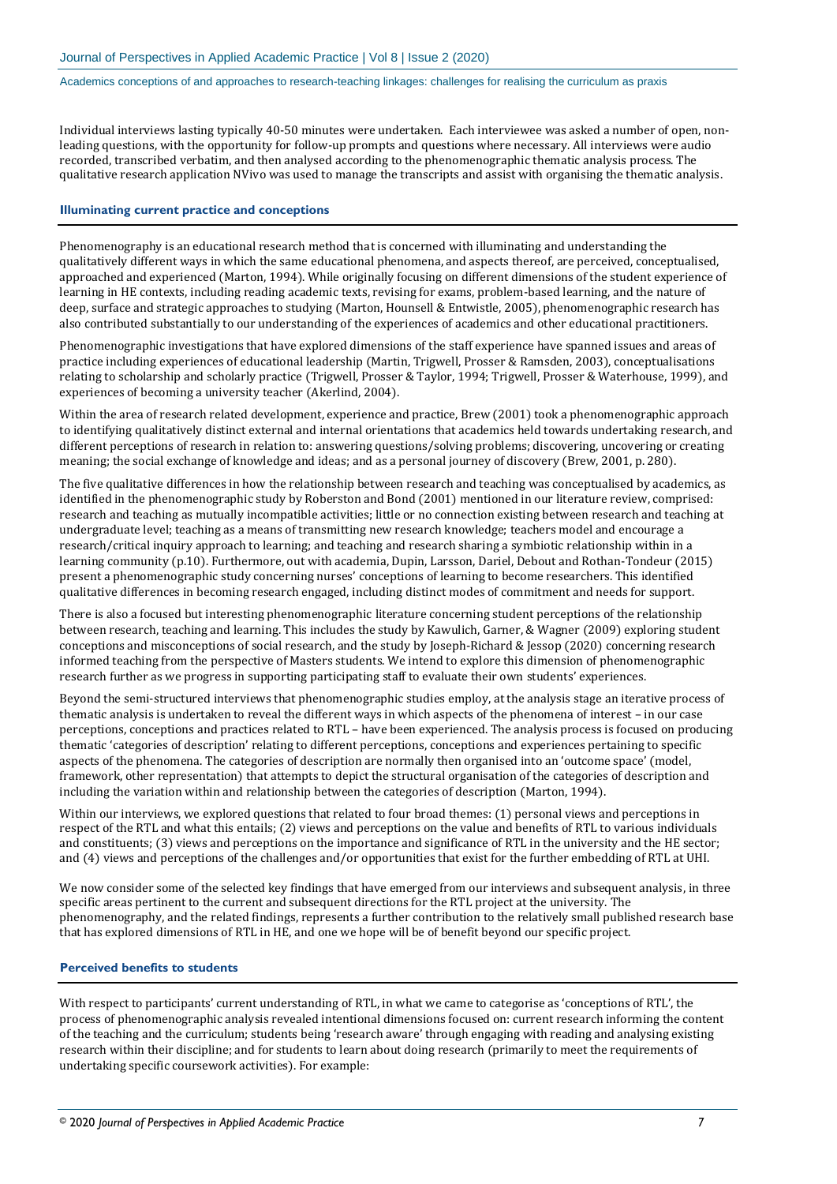Individual interviews lasting typically 40-50 minutes were undertaken. Each interviewee was asked a number of open, non-leading questions, with the opportunity for follow-up prompts and questions where necessary. All interviews were audio recorded, transcribed verbatim, and then analysed according to the phenomenographic thematic analysis process. The qualitative research application NVivo was used to manage the transcripts and assist with organising the thematic analysis.

### Illuminating current practice and conceptions

Phenomenography is an educational research method that is concerned with illuminating and understanding the qualitatively different ways in which the same educational phenomena, and aspects thereof, are perceived, conceptualised, approached and experienced (Marton, 1994). While originally focusing on different dimensions of the student experience of learning in HE contexts, including reading academic texts, revising for exams, problem-based learning, and the nature of deep, surface and strategic approaches to studying (Marton, Hounsell & Entwistle, 2005), phenomenographic research has also contributed substantially to our understanding of the experiences of academics and other educational practitioners.

Phenomenographic investigations that have explored dimensions of the staff experience have spanned issues and areas of practice including experiences of educational leadership (Martin, Trigwell, Prosser & Ramsden, 2003), conceptualisations relating to scholarship and scholarly practice (Trigwell, Prosser & Taylor, 1994; Trigwell, Prosser & Waterhouse, 1999), and experiences of becoming a university teacher (Akerlind, 2004).

Within the area of research related development, experience and practice, Brew (2001) took a phenomenographic approach to identifying qualitatively distinct external and internal orientations that academics held towards undertaking research, and different perceptions of research in relation to: answering questions/solving problems; discovering, uncovering or creating meaning; the social exchange of knowledge and ideas; and as a personal journey of discovery (Brew, 2001, p. 280).

The five qualitative differences in how the relationship between research and teaching was conceptualised by academics, as identified in the phenomenographic study by Roberston and Bond (2001) mentioned in our literature review, comprised: research and teaching as mutually incompatible activities; little or no connection existing between research and teaching at undergraduate level; teaching as a means of transmitting new research knowledge; teachers model and encourage a research/critical inquiry approach to learning; and teaching and research sharing a symbiotic relationship within in a learning community (p.10). Furthermore, out with academia, Dupin, Larsson, Dariel, Debout and Rothan-Tondeur (2015) present a phenomenographic study concerning nurses' conceptions of learning to become researchers. This identified qualitative differences in becoming research engaged, including distinct modes of commitment and needs for support.

There is also a focused but interesting phenomenographic literature concerning student perceptions of the relationship between research, teaching and learning. This includes the study by Kawulich, Garner, & Wagner (2009) exploring student conceptions and misconceptions of social research, and the study by Joseph-Richard & Jessop (2020) concerning research informed teaching from the perspective of Masters students. We intend to explore this dimension of phenomenographic research further as we progress in supporting participating staff to evaluate their own students' experiences.

Beyond the semi-structured interviews that phenomenographic studies employ, at the analysis stage an iterative process of thematic analysis is undertaken to reveal the different ways in which aspects of the phenomena of interest – in our case perceptions, conceptions and practices related to RTL – have been experienced. The analysis process is focused on producing thematic 'categories of description' relating to different perceptions, conceptions and experiences pertaining to specific aspects of the phenomena. The categories of description are normally then organised into an 'outcome space' (model, framework, other representation) that attempts to depict the structural organisation of the categories of description and including the variation within and relationship between the categories of description (Marton, 1994).

Within our interviews, we explored questions that related to four broad themes: (1) personal views and perceptions in respect of the RTL and what this entails; (2) views and perceptions on the value and benefits of RTL to various individuals and constituents; (3) views and perceptions on the importance and significance of RTL in the university and the HE sector; and (4) views and perceptions of the challenges and/or opportunities that exist for the further embedding of RTL at UHI.

We now consider some of the selected key findings that have emerged from our interviews and subsequent analysis, in three specific areas pertinent to the current and subsequent directions for the RTL project at the university. The phenomenography, and the related findings, represents a further contribution to the relatively small published research base that has explored dimensions of RTL in HE, and one we hope will be of benefit beyond our specific project.

### Perceived benefits to students

With respect to participants' current understanding of RTL, in what we came to categorise as 'conceptions of RTL', the process of phenomenographic analysis revealed intentional dimensions focused on: current research informing the content of the teaching and the curriculum; students being 'research aware' through engaging with reading and analysing existing research within their discipline; and for students to learn about doing research (primarily to meet the requirements of undertaking specific coursework activities). For example: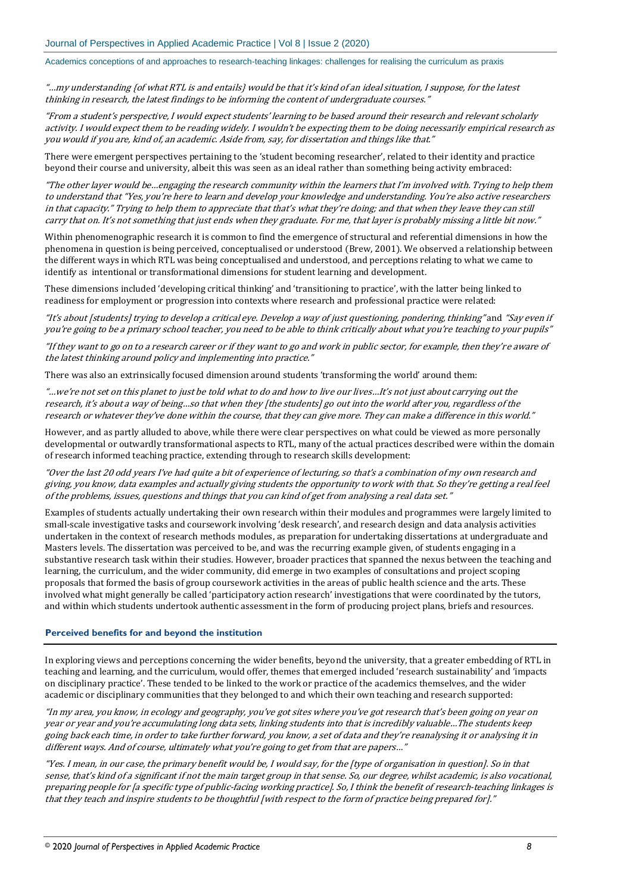*"…my understanding {of what RTL is and entails} would be that it's kind of an ideal situation, I suppose, for the latest thinking in research, the latest findings to be informing the content of undergraduate courses."*

*"From a student's perspective, I would expect students' learning to be based around their research and relevant scholarly activity. I would expect them to be reading widely. I wouldn't be expecting them to be doing necessarily empirical research as you would if you are, kind of, an academic. Aside from, say, for dissertation and things like that."*

There were emergent perspectives pertaining to the 'student becoming researcher', related to their identity and practice beyond their course and university, albeit this was seen as an ideal rather than something being activity embraced:

*"The other layer would be…engaging the research community within the learners that I'm involved with. Trying to help them to understand that "Yes, you're here to learn and develop your knowledge and understanding. You're also active researchers in that capacity." Trying to help them to appreciate that that's what they're doing; and that when they leave they can still carry that on. It's not something that just ends when they graduate. For me, that layer is probably missing a little bit now."*

Within phenomenographic research it is common to find the emergence of structural and referential dimensions in how the phenomena in question is being perceived, conceptualised or understood (Brew, 2001). We observed a relationship between the different ways in which RTL was being conceptualised and understood, and perceptions relating to what we came to identify as intentional or transformational dimensions for student learning and development.

These dimensions included 'developing critical thinking' and 'transitioning to practice', with the latter being linked to readiness for employment or progression into contexts where research and professional practice were related:

*"It's about [students] trying to develop a critical eye. Develop a way of just questioning, pondering, thinking"* and *"Say even if you're going to be a primary school teacher, you need to be able to think critically about what you're teaching to your pupils"*

*"If they want to go on to a research career or if they want to go and work in public sector, for example, then they're aware of the latest thinking around policy and implementing into practice."*

There was also an extrinsically focused dimension around students 'transforming the world' around them:

*"…we're not set on this planet to just be told what to do and how to live our lives…It's not just about carrying out the research, it's about a way of being…so that when they [the students] go out into the world after you, regardless of the research or whatever they've done within the course, that they can give more. They can make a difference in this world."*

However, and as partly alluded to above, while there were clear perspectives on what could be viewed as more personally developmental or outwardly transformational aspects to RTL, many of the actual practices described were within the domain of research informed teaching practice, extending through to research skills development:

*"Over the last 20 odd years I've had quite a bit of experience of lecturing, so that's a combination of my own research and giving, you know, data examples and actually giving students the opportunity to work with that. So they're getting a real feel of the problems, issues, questions and things that you can kind of get from analysing a real data set."*

Examples of students actually undertaking their own research within their modules and programmes were largely limited to small-scale investigative tasks and coursework involving 'desk research', and research design and data analysis activities undertaken in the context of research methods modules, as preparation for undertaking dissertations at undergraduate and Masters levels. The dissertation was perceived to be, and was the recurring example given, of students engaging in a substantive research task within their studies. However, broader practices that spanned the nexus between the teaching and learning, the curriculum, and the wider community, did emerge in two examples of consultations and project scoping proposals that formed the basis of group coursework activities in the areas of public health science and the arts. These involved what might generally be called 'participatory action research' investigations that were coordinated by the tutors, and within which students undertook authentic assessment in the form of producing project plans, briefs and resources.

### Perceived benefits for and beyond the institution

In exploring views and perceptions concerning the wider benefits, beyond the university, that a greater embedding of RTL in teaching and learning, and the curriculum, would offer, themes that emerged included 'research sustainability' and 'impacts on disciplinary practice'. These tended to be linked to the work or practice of the academics themselves, and the wider academic or disciplinary communities that they belonged to and which their own teaching and research supported:

*"In my area, you know, in ecology and geography, you've got sites where you've got research that's been going on year on year or year and you're accumulating long data sets, linking students into that is incredibly valuable…The students keep going back each time, in order to take further forward, you know, a set of data and they're reanalysing it or analysing it in different ways. And of course, ultimately what you're going to get from that are papers…"*

*"Yes. I mean, in our case, the primary benefit would be, I would say, for the [type of organisation in question]. So in that sense, that's kind of a significant if not the main target group in that sense. So, our degree, whilst academic, is also vocational, preparing people for [a specific type of public-facing working practice]. So, I think the benefit of research-teaching linkages is that they teach and inspire students to be thoughtful [with respect to the form of practice being prepared for]."*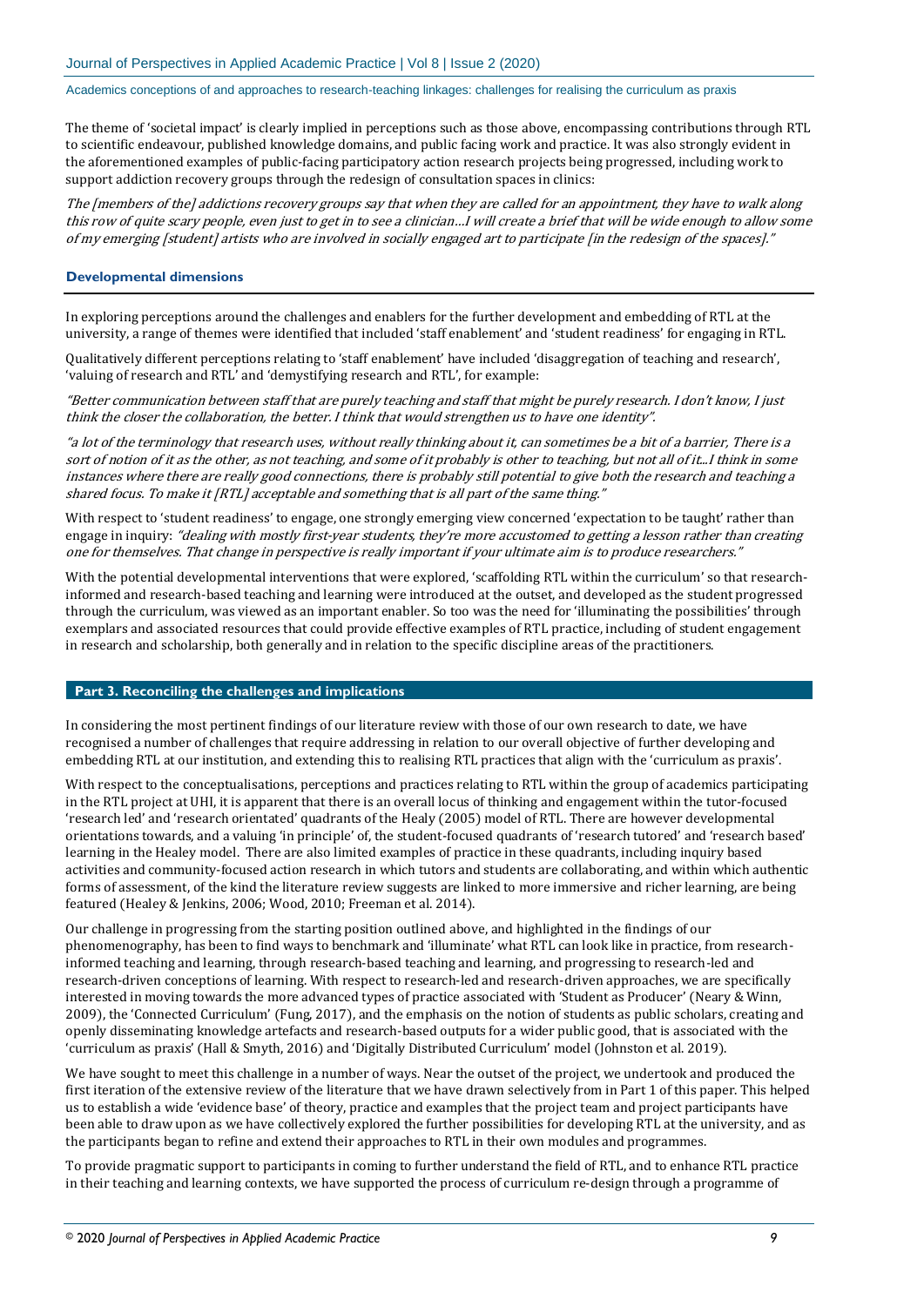The theme of 'societal impact' is clearly implied in perceptions such as those above, encompassing contributions through RTL to scientific endeavour, published knowledge domains, and public facing work and practice. It was also strongly evident in the aforementioned examples of public-facing participatory action research projects being progressed, including work to support addiction recovery groups through the redesign of consultation spaces in clinics:

*The [members of the] addictions recovery groups say that when they are called for an appointment, they have to walk along this row of quite scary people, even just to get in to see a clinician…I will create a brief that will be wide enough to allow some of my emerging [student] artists who are involved in socially engaged art to participate [in the redesign of the spaces]."*

### Developmental dimensions

In exploring perceptions around the challenges and enablers for the further development and embedding of RTL at the university, a range of themes were identified that included 'staff enablement' and 'student readiness' for engaging in RTL.

Qualitatively different perceptions relating to 'staff enablement' have included 'disaggregation of teaching and research', 'valuing of research and RTL' and 'demystifying research and RTL', for example:

*"Better communication between staff that are purely teaching and staff that might be purely research. I don't know, I just think the closer the collaboration, the better. I think that would strengthen us to have one identity".*

*"a lot of the terminology that research uses, without really thinking about it, can sometimes be a bit of a barrier, There is a sort of notion of it as the other, as not teaching, and some of it probably is other to teaching, but not all of it...I think in some instances where there are really good connections, there is probably still potential to give both the research and teaching a shared focus. To make it [RTL] acceptable and something that is all part of the same thing."*

With respect to 'student readiness' to engage, one strongly emerging view concerned 'expectation to be taught' rather than engage in inquiry: *"dealing with mostly first-year students, they're more accustomed to getting a lesson rather than creating one for themselves. That change in perspective is really important if your ultimate aim is to produce researchers."*

With the potential developmental interventions that were explored, 'scaffolding RTL within the curriculum' so that research-informed and research-based teaching and learning were introduced at the outset, and developed as the student progressed through the curriculum, was viewed as an important enabler. So too was the need for 'illuminating the possibilities' through exemplars and associated resources that could provide effective examples of RTL practice, including of student engagement in research and scholarship, both generally and in relation to the specific discipline areas of the practitioners.

## Part 3. Reconciling the challenges and implications

In considering the most pertinent findings of our literature review with those of our own research to date, we have recognised a number of challenges that require addressing in relation to our overall objective of further developing and embedding RTL at our institution, and extending this to realising RTL practices that align with the 'curriculum as praxis'.

With respect to the conceptualisations, perceptions and practices relating to RTL within the group of academics participating in the RTL project at UHI, it is apparent that there is an overall locus of thinking and engagement within the tutor-focused 'research led' and 'research orientated' quadrants of the Healy (2005) model of RTL. There are however developmental orientations towards, and a valuing 'in principle' of, the student-focused quadrants of 'research tutored' and 'research based' learning in the Healey model. There are also limited examples of practice in these quadrants, including inquiry based activities and community-focused action research in which tutors and students are collaborating, and within which authentic forms of assessment, of the kind the literature review suggests are linked to more immersive and richer learning, are being featured (Healey & Jenkins, 2006; Wood, 2010; Freeman et al. 2014).

Our challenge in progressing from the starting position outlined above, and highlighted in the findings of our phenomenography, has been to find ways to benchmark and 'illuminate' what RTL can look like in practice, from research-informed teaching and learning, through research-based teaching and learning, and progressing to research-led and research-driven conceptions of learning. With respect to research-led and research-driven approaches, we are specifically interested in moving towards the more advanced types of practice associated with 'Student as Producer' (Neary & Winn, 2009), the 'Connected Curriculum' (Fung, 2017), and the emphasis on the notion of students as public scholars, creating and openly disseminating knowledge artefacts and research-based outputs for a wider public good, that is associated with the 'curriculum as praxis' (Hall & Smyth, 2016) and 'Digitally Distributed Curriculum' model (Johnston et al. 2019).

We have sought to meet this challenge in a number of ways. Near the outset of the project, we undertook and produced the first iteration of the extensive review of the literature that we have drawn selectively from in Part 1 of this paper. This helped us to establish a wide 'evidence base' of theory, practice and examples that the project team and project participants have been able to draw upon as we have collectively explored the further possibilities for developing RTL at the university, and as the participants began to refine and extend their approaches to RTL in their own modules and programmes.

To provide pragmatic support to participants in coming to further understand the field of RTL, and to enhance RTL practice in their teaching and learning contexts, we have supported the process of curriculum re-design through a programme of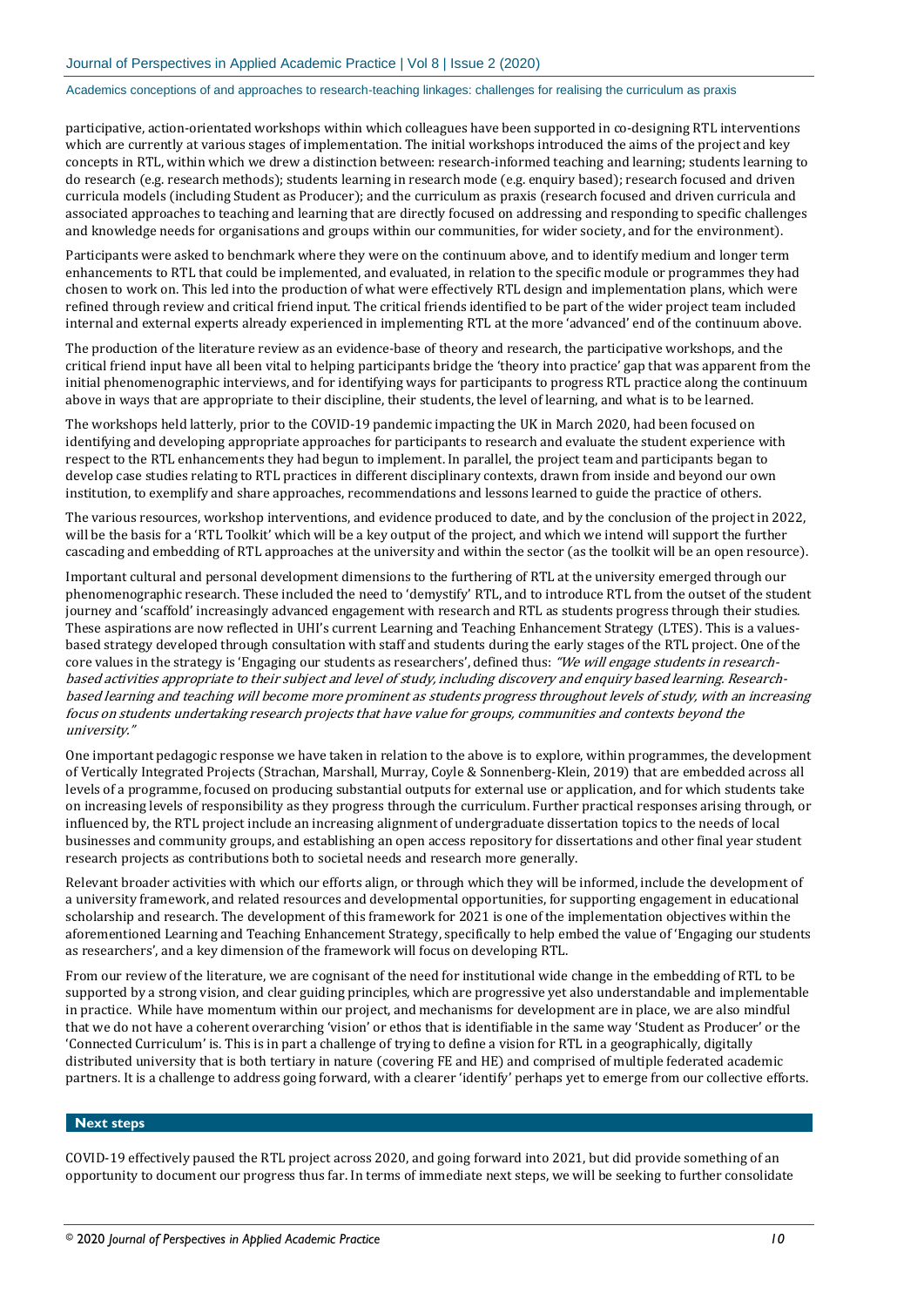participative, action-orientated workshops within which colleagues have been supported in co-designing RTL interventions which are currently at various stages of implementation. The initial workshops introduced the aims of the project and key concepts in RTL, within which we drew a distinction between: research-informed teaching and learning; students learning to do research (e.g. research methods); students learning in research mode (e.g. enquiry based); research focused and driven curricula models (including Student as Producer); and the curriculum as praxis (research focused and driven curricula and associated approaches to teaching and learning that are directly focused on addressing and responding to specific challenges and knowledge needs for organisations and groups within our communities, for wider society, and for the environment).

Participants were asked to benchmark where they were on the continuum above, and to identify medium and longer term enhancements to RTL that could be implemented, and evaluated, in relation to the specific module or programmes they had chosen to work on. This led into the production of what were effectively RTL design and implementation plans, which were refined through review and critical friend input. The critical friends identified to be part of the wider project team included internal and external experts already experienced in implementing RTL at the more 'advanced' end of the continuum above.

The production of the literature review as an evidence-base of theory and research, the participative workshops, and the critical friend input have all been vital to helping participants bridge the 'theory into practice' gap that was apparent from the initial phenomenographic interviews, and for identifying ways for participants to progress RTL practice along the continuum above in ways that are appropriate to their discipline, their students, the level of learning, and what is to be learned.

The workshops held latterly, prior to the COVID-19 pandemic impacting the UK in March 2020, had been focused on identifying and developing appropriate approaches for participants to research and evaluate the student experience with respect to the RTL enhancements they had begun to implement. In parallel, the project team and participants began to develop case studies relating to RTL practices in different disciplinary contexts, drawn from inside and beyond our own institution, to exemplify and share approaches, recommendations and lessons learned to guide the practice of others.

The various resources, workshop interventions, and evidence produced to date, and by the conclusion of the project in 2022, will be the basis for a 'RTL Toolkit' which will be a key output of the project, and which we intend will support the further cascading and embedding of RTL approaches at the university and within the sector (as the toolkit will be an open resource).

Important cultural and personal development dimensions to the furthering of RTL at the university emerged through our phenomenographic research. These included the need to 'demystify' RTL, and to introduce RTL from the outset of the student journey and 'scaffold' increasingly advanced engagement with research and RTL as students progress through their studies. These aspirations are now reflected in UHI's current Learning and Teaching Enhancement Strategy (LTES). This is a values-based strategy developed through consultation with staff and students during the early stages of the RTL project. One of the core values in the strategy is 'Engaging our students as researchers', defined thus: *"We will engage students in research-based activities appropriate to their subject and level of study, including discovery and enquiry based learning. Research-based learning and teaching will become more prominent as students progress throughout levels of study, with an increasing focus on students undertaking research projects that have value for groups, communities and contexts beyond the university."*

One important pedagogic response we have taken in relation to the above is to explore, within programmes, the development of Vertically Integrated Projects (Strachan, Marshall, Murray, Coyle & Sonnenberg-Klein, 2019) that are embedded across all levels of a programme, focused on producing substantial outputs for external use or application, and for which students take on increasing levels of responsibility as they progress through the curriculum. Further practical responses arising through, or influenced by, the RTL project include an increasing alignment of undergraduate dissertation topics to the needs of local businesses and community groups, and establishing an open access repository for dissertations and other final year student research projects as contributions both to societal needs and research more generally.

Relevant broader activities with which our efforts align, or through which they will be informed, include the development of a university framework, and related resources and developmental opportunities, for supporting engagement in educational scholarship and research. The development of this framework for 2021 is one of the implementation objectives within the aforementioned Learning and Teaching Enhancement Strategy, specifically to help embed the value of 'Engaging our students as researchers', and a key dimension of the framework will focus on developing RTL.

From our review of the literature, we are cognisant of the need for institutional wide change in the embedding of RTL to be supported by a strong vision, and clear guiding principles, which are progressive yet also understandable and implementable in practice. While have momentum within our project, and mechanisms for development are in place, we are also mindful that we do not have a coherent overarching 'vision' or ethos that is identifiable in the same way 'Student as Producer' or the 'Connected Curriculum' is. This is in part a challenge of trying to define a vision for RTL in a geographically, digitally distributed university that is both tertiary in nature (covering FE and HE) and comprised of multiple federated academic partners. It is a challenge to address going forward, with a clearer 'identify' perhaps yet to emerge from our collective efforts.

## Next steps

COVID-19 effectively paused the RTL project across 2020, and going forward into 2021, but did provide something of an opportunity to document our progress thus far. In terms of immediate next steps, we will be seeking to further consolidate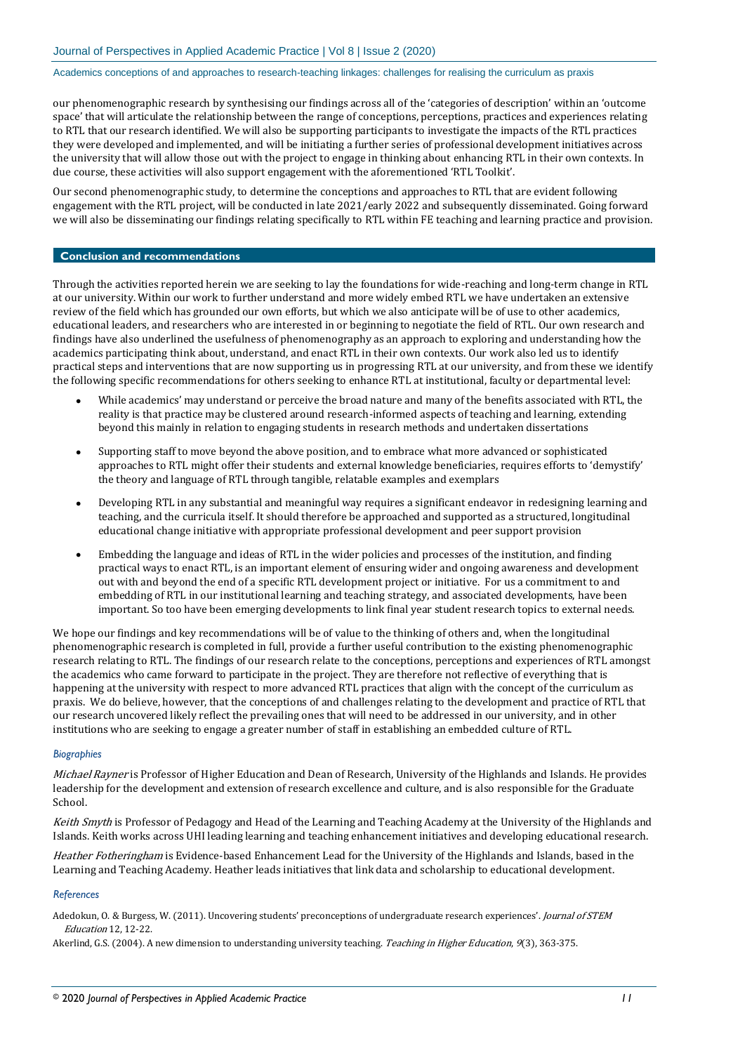our phenomenographic research by synthesising our findings across all of the 'categories of description' within an 'outcome space' that will articulate the relationship between the range of conceptions, perceptions, practices and experiences relating to RTL that our research identified. We will also be supporting participants to investigate the impacts of the RTL practices they were developed and implemented, and will be initiating a further series of professional development initiatives across the university that will allow those out with the project to engage in thinking about enhancing RTL in their own contexts. In due course, these activities will also support engagement with the aforementioned 'RTL Toolkit'.

Our second phenomenographic study, to determine the conceptions and approaches to RTL that are evident following engagement with the RTL project, will be conducted in late 2021/early 2022 and subsequently disseminated. Going forward we will also be disseminating our findings relating specifically to RTL within FE teaching and learning practice and provision.

## Conclusion and recommendations

Through the activities reported herein we are seeking to lay the foundations for wide-reaching and long-term change in RTL at our university. Within our work to further understand and more widely embed RTL we have undertaken an extensive review of the field which has grounded our own efforts, but which we also anticipate will be of use to other academics, educational leaders, and researchers who are interested in or beginning to negotiate the field of RTL. Our own research and findings have also underlined the usefulness of phenomenography as an approach to exploring and understanding how the academics participating think about, understand, and enact RTL in their own contexts. Our work also led us to identify practical steps and interventions that are now supporting us in progressing RTL at our university, and from these we identify the following specific recommendations for others seeking to enhance RTL at institutional, faculty or departmental level:

- While academics' may understand or perceive the broad nature and many of the benefits associated with RTL, the reality is that practice may be clustered around research-informed aspects of teaching and learning, extending beyond this mainly in relation to engaging students in research methods and undertaken dissertations
- Supporting staff to move beyond the above position, and to embrace what more advanced or sophisticated approaches to RTL might offer their students and external knowledge beneficiaries, requires efforts to 'demystify' the theory and language of RTL through tangible, relatable examples and exemplars
- Developing RTL in any substantial and meaningful way requires a significant endeavor in redesigning learning and teaching, and the curricula itself. It should therefore be approached and supported as a structured, longitudinal educational change initiative with appropriate professional development and peer support provision
- Embedding the language and ideas of RTL in the wider policies and processes of the institution, and finding practical ways to enact RTL, is an important element of ensuring wider and ongoing awareness and development out with and beyond the end of a specific RTL development project or initiative. For us a commitment to and embedding of RTL in our institutional learning and teaching strategy, and associated developments, have been important. So too have been emerging developments to link final year student research topics to external needs.

We hope our findings and key recommendations will be of value to the thinking of others and, when the longitudinal phenomenographic research is completed in full, provide a further useful contribution to the existing phenomenographic research relating to RTL. The findings of our research relate to the conceptions, perceptions and experiences of RTL amongst the academics who came forward to participate in the project. They are therefore not reflective of everything that is happening at the university with respect to more advanced RTL practices that align with the concept of the curriculum as praxis. We do believe, however, that the conceptions of and challenges relating to the development and practice of RTL that our research uncovered likely reflect the prevailing ones that will need to be addressed in our university, and in other institutions who are seeking to engage a greater number of staff in establishing an embedded culture of RTL.

### *Biographies*

*Michael Rayner* is Professor of Higher Education and Dean of Research, University of the Highlands and Islands. He provides leadership for the development and extension of research excellence and culture, and is also responsible for the Graduate School.

*Keith Smyth* is Professor of Pedagogy and Head of the Learning and Teaching Academy at the University of the Highlands and Islands. Keith works across UHI leading learning and teaching enhancement initiatives and developing educational research.

*Heather Fotheringham* is Evidence-based Enhancement Lead for the University of the Highlands and Islands, based in the Learning and Teaching Academy. Heather leads initiatives that link data and scholarship to educational development.

### *References*

Adedokun, O. & Burgess, W. (2011). Uncovering students' preconceptions of undergraduate research experiences'. *Journal of STEM Education* 12, 12-22.

Akerlind, G.S. (2004). A new dimension to understanding university teaching. *Teaching in Higher Education*, *9*(3), 363-375.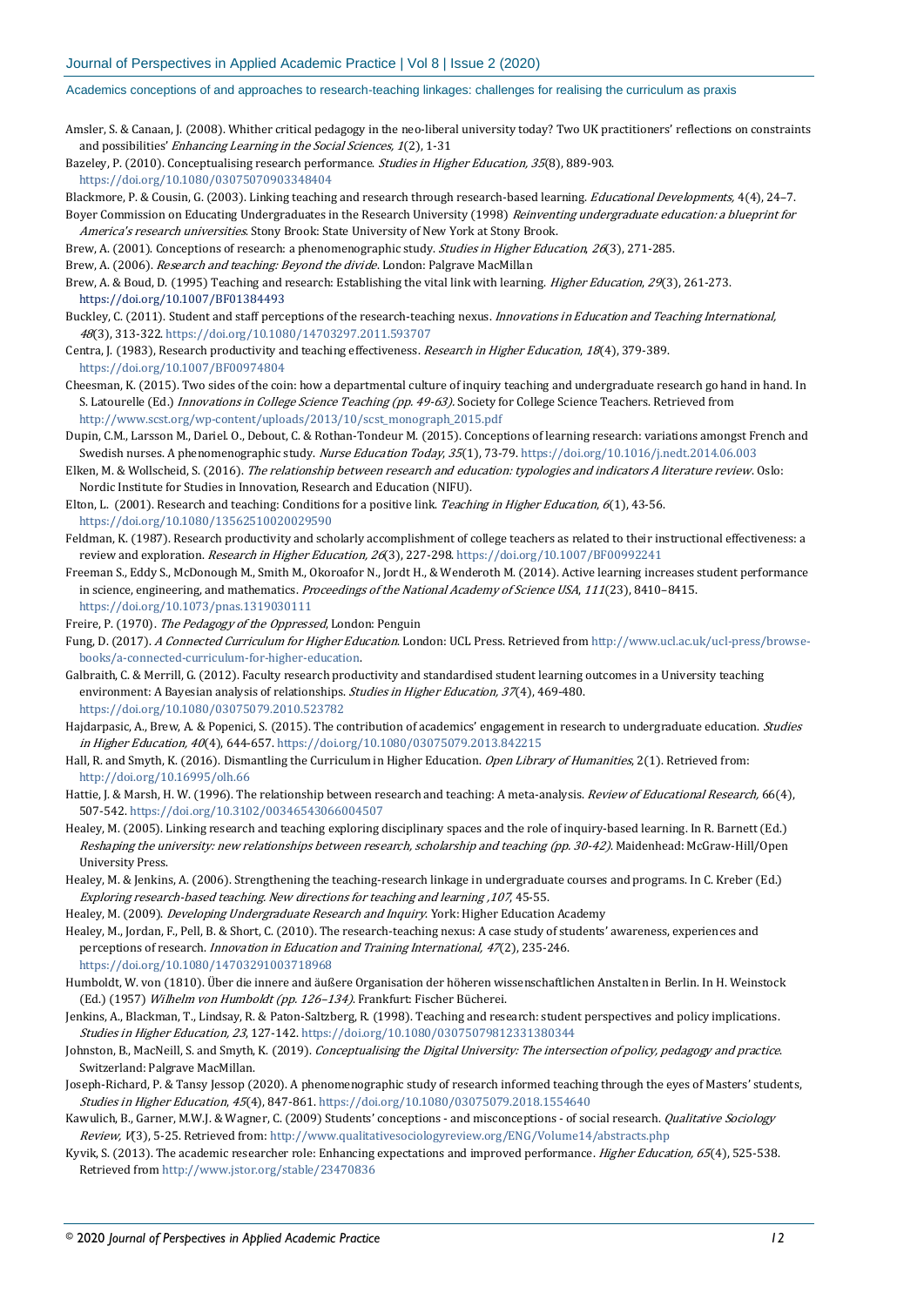Amsler, S. & Canaan, J. (2008). Whither critical pedagogy in the neo-liberal university today? Two UK practitioners' reflections on constraints and possibilities' *Enhancing Learning in the Social Sciences, 1*(2), 1-31

Bazeley, P. (2010). Conceptualising research performance. *Studies in Higher Education, 35*(8), 889-903. https://doi.org/10.1080/03075070903348404

Blackmore, P. & Cousin, G. (2003). Linking teaching and research through research-based learning. *Educational Developments,* 4(4), 24–7.

Boyer Commission on Educating Undergraduates in the Research University (1998) *Reinventing undergraduate education: a blueprint for America's research universities*. Stony Brook: State University of New York at Stony Brook.

Brew, A. (2001). Conceptions of research: a phenomenographic study. *Studies in Higher Education, 26*(3), 271-285.

Brew, A. (2006). *Research and teaching: Beyond the divide*. London: Palgrave MacMillan

Brew, A. & Boud, D. (1995) Teaching and research: Establishing the vital link with learning. *Higher Education, 29*(3), 261-273. https://doi.org/10.1007/BF01384493

Buckley, C. (2011). Student and staff perceptions of the research-teaching nexus. *Innovations in Education and Teaching International, 48*(3), 313-322. https://doi.org/10.1080/14703297.2011.593707

Centra, J. (1983), Research productivity and teaching effectiveness. *Research in Higher Education, 18*(4), 379-389. https://doi.org/10.1007/BF00974804

Cheesman, K. (2015). Two sides of the coin: how a departmental culture of inquiry teaching and undergraduate research go hand in hand. In S. Latourelle (Ed.) *Innovations in College Science Teaching (pp. 49-63)*. Society for College Science Teachers. Retrieved from http://www.scst.org/wp-content/uploads/2013/10/scst_monograph_2015.pdf

Dupin, C.M., Larsson M., Dariel. O., Debout, C. & Rothan-Tondeur M. (2015). Conceptions of learning research: variations amongst French and Swedish nurses. A phenomenographic study. *Nurse Education Today, 35*(1), 73-79. https://doi.org/10.1016/j.nedt.2014.06.003

Elken, M. & Wollscheid, S. (2016). *The relationship between research and education: typologies and indicators A literature review*. Oslo: Nordic Institute for Studies in Innovation, Research and Education (NIFU).

Elton, L. (2001). Research and teaching: Conditions for a positive link. *Teaching in Higher Education, 6*(1), 43-56. https://doi.org/10.1080/13562510020029590

Feldman, K. (1987). Research productivity and scholarly accomplishment of college teachers as related to their instructional effectiveness: a review and exploration. *Research in Higher Education, 26*(3), 227-298. https://doi.org/10.1007/BF00992241

Freeman S., Eddy S., McDonough M., Smith M., Okoroafor N., Jordt H., & Wenderoth M. (2014). Active learning increases student performance in science, engineering, and mathematics. *Proceedings of the National Academy of Science USA, 111*(23), 8410–8415. https://doi.org/10.1073/pnas.1319030111

Freire, P. (1970). *The Pedagogy of the Oppressed*, London: Penguin

Fung, D. (2017). *A Connected Curriculum for Higher Education*. London: UCL Press. Retrieved from http://www.ucl.ac.uk/ucl-press/browse-books/a-connected-curriculum-for-higher-education.

Galbraith, C. & Merrill, G. (2012). Faculty research productivity and standardised student learning outcomes in a University teaching environment: A Bayesian analysis of relationships. *Studies in Higher Education, 37*(4), 469-480. https://doi.org/10.1080/03075079.2010.523782

Hajdarpasic, A., Brew, A. & Popenici, S. (2015). The contribution of academics' engagement in research to undergraduate education. *Studies in Higher Education, 40*(4), 644-657. https://doi.org/10.1080/03075079.2013.842215

Hall, R. and Smyth, K. (2016). Dismantling the Curriculum in Higher Education. *Open Library of Humanities*, 2(1). Retrieved from: http://doi.org/10.16995/olh.66

Hattie, J. & Marsh, H. W. (1996). The relationship between research and teaching: A meta-analysis. *Review of Educational Research,* 66(4), 507-542. https://doi.org/10.3102/00346543066004507

Healey, M. (2005). Linking research and teaching exploring disciplinary spaces and the role of inquiry-based learning. In R. Barnett (Ed.) *Reshaping the university: new relationships between research, scholarship and teaching (pp. 30-42)*. Maidenhead: McGraw-Hill/Open University Press.

Healey, M. & Jenkins, A. (2006). Strengthening the teaching-research linkage in undergraduate courses and programs. In C. Kreber (Ed.) *Exploring research-based teaching. New directions for teaching and learning ,107*, 45-55.

Healey, M. (2009). *Developing Undergraduate Research and Inquiry*. York: Higher Education Academy

Healey, M., Jordan, F., Pell, B. & Short, C. (2010). The research-teaching nexus: A case study of students' awareness, experiences and perceptions of research. *Innovation in Education and Training International, 47*(2), 235-246. https://doi.org/10.1080/14703291003718968

Humboldt, W. von (1810). Über die innere and äußere Organisation der höheren wissenschaftlichen Anstalten in Berlin. In H. Weinstock (Ed.) (1957) *Wilhelm von Humboldt (pp. 126–134)*. Frankfurt: Fischer Bücherei.

Jenkins, A., Blackman, T., Lindsay, R. & Paton-Saltzberg, R. (1998). Teaching and research: student perspectives and policy implications. *Studies in Higher Education, 23*, 127-142. https://doi.org/10.1080/03075079812331380344

Johnston, B., MacNeill, S. and Smyth, K. (2019). *Conceptualising the Digital University: The intersection of policy, pedagogy and practice*. Switzerland: Palgrave MacMillan.

Joseph-Richard, P. & Tansy Jessop (2020). A phenomenographic study of research informed teaching through the eyes of Masters' students, *Studies in Higher Education, 45*(4), 847-861. https://doi.org/10.1080/03075079.2018.1554640

Kawulich, B., Garner, M.W.J. & Wagner, C. (2009) Students' conceptions - and misconceptions - of social research. *Qualitative Sociology Review, V*(3), 5-25. Retrieved from: http://www.qualitativesociologyreview.org/ENG/Volume14/abstracts.php

Kyvik, S. (2013). The academic researcher role: Enhancing expectations and improved performance. *Higher Education, 65*(4), 525-538. Retrieved from http://www.jstor.org/stable/23470836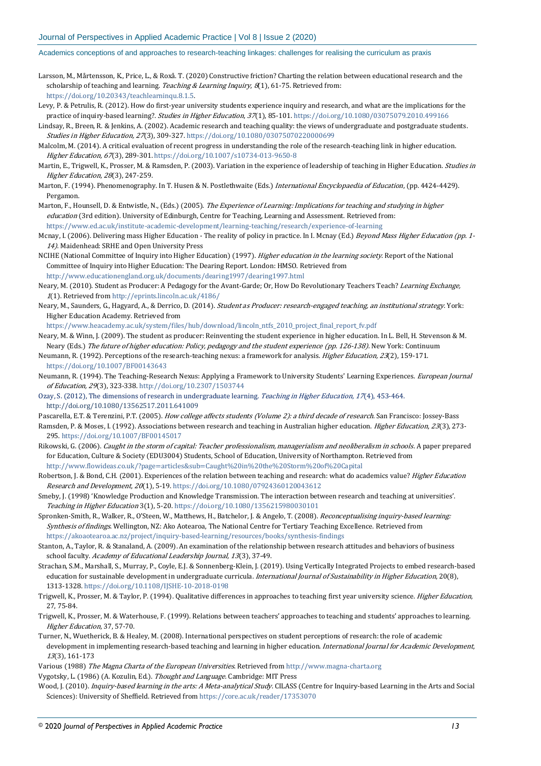Larsson, M., Mårtensson, K., Price, L., & Roxå. T. (2020) Constructive friction? Charting the relation between educational research and the scholarship of teaching and learning. *Teaching & Learning Inquiry*, *8*(1), 61-75. Retrieved from: https://doi.org/10.20343/teachlearninqu.8.1.5.

Levy, P. & Petrulis, R. (2012). How do first-year university students experience inquiry and research, and what are the implications for the practice of inquiry-based learning?. *Studies in Higher Education*, *37*(1), 85-101. https://doi.org/10.1080/03075079.2010.499166

Lindsay, R., Breen, R. & Jenkins, A. (2002). Academic research and teaching quality: the views of undergraduate and postgraduate students. *Studies in Higher Education, 27*(3), 309-327. https://doi.org/10.1080/03075070220000699

Malcolm, M. (2014). A critical evaluation of recent progress in understanding the role of the research-teaching link in higher education. *Higher Education, 67*(3), 289-301. https://doi.org/10.1007/s10734-013-9650-8

Martin, E., Trigwell, K., Prosser, M. & Ramsden, P. (2003). Variation in the experience of leadership of teaching in Higher Education. *Studies in Higher Education*, *28*(3), 247-259.

Marton, F. (1994). Phenomenography. In T. Husen & N. Postlethwaite (Eds.) *International Encyclopaedia of Education*, (pp. 4424-4429). Pergamon.

Marton, F., Hounsell, D. & Entwistle, N., (Eds.) (2005). *The Experience of Learning: Implications for teaching and studying in higher education* (3rd edition). University of Edinburgh, Centre for Teaching, Learning and Assessment. Retrieved from: https://www.ed.ac.uk/institute-academic-development/learning-teaching/research/experience-of-learning

Mcnay, I. (2006). Delivering mass Higher Education - The reality of policy in practice. In I. Mcnay (Ed.) *Beyond Mass Higher Education (pp. 1-14)*. Maidenhead: SRHE and Open University Press

NCIHE (National Committee of Inquiry into Higher Education) (1997). *Higher education in the learning society*. Report of the National Committee of Inquiry into Higher Education: The Dearing Report. London: HMSO. Retrieved from http://www.educationengland.org.uk/documents/dearing1997/dearing1997.html

Neary, M. (2010). Student as Producer: A Pedagogy for the Avant-Garde; Or, How Do Revolutionary Teachers Teach? *Learning Exchange, 1*(1). Retrieved from http://eprints.lincoln.ac.uk/4186/

Neary, M., Saunders, G., Hagyard, A., & Derrico, D. (2014). *Student as Producer: research-engaged teaching, an institutional strategy*. York: Higher Education Academy. Retrieved from https://www.heacademy.ac.uk/system/files/hub/download/lincoln_ntfs_2010_project_final_report_fv.pdf

Neary, M. & Winn, J. (2009). The student as producer: Reinventing the student experience in higher education. In L. Bell, H. Stevenson & M. Neary (Eds.) *The future of higher education: Policy, pedagogy and the student experience (pp. 126-138)*. New York: Continuum

Neumann, R. (1992). Perceptions of the research-teaching nexus: a framework for analysis. *Higher Education, 23*(2), 159-171. https://doi.org/10.1007/BF00143643

Neumann, R. (1994). The Teaching-Research Nexus: Applying a Framework to University Students' Learning Experiences. *European Journal of Education, 29*(3), 323-338. http://doi.org/10.2307/1503744

Ozay, S. (2012), The dimensions of research in undergraduate learning. *Teaching in Higher Education*, *17*(4), 453-464. http://doi.org/10.1080/13562517.2011.641009

Pascarella, E.T. & Terenzini, P.T. (2005). *How college affects students (Volume 2): a third decade of research*. San Francisco: Jossey-Bass

Ramsden, P. & Moses, I. (1992). Associations between research and teaching in Australian higher education. *Higher Education, 23*(3), 273-295. https://doi.org/10.1007/BF00145017

Rikowski, G. (2006). *Caught in the storm of capital: Teacher professionalism, managerialism and neoliberalism in schools*. A paper prepared for Education, Culture & Society (EDU3004) Students, School of Education, University of Northampton. Retrieved from http://www.flowideas.co.uk/?page=articles&sub=Caught%20in%20the%20Storm%20of%20Capital

Robertson, J. & Bond, C.H. (2001). Experiences of the relation between teaching and research: what do academics value? *Higher Education Research and Development*, *20*(1), 5-19. https://doi.org/10.1080/07924360120043612

Smeby, J. (1998) 'Knowledge Production and Knowledge Transmission. The interaction between research and teaching at universities'. *Teaching in Higher Education* 3(1), 5-20. https://doi.org/10.1080/1356215980030101

Spronken-Smith, R., Walker, R., O'Steen, W., Matthews, H., Batchelor, J. & Angelo, T. (2008). *Reconceptualising inquiry-based learning: Synthesis of findings*. Wellington, NZ: Ako Aotearoa, The National Centre for Tertiary Teaching Excellence. Retrieved from https://akoaotearoa.ac.nz/project/inquiry-based-learning/resources/books/synthesis-findings

Stanton, A., Taylor, R. & Stanaland, A. (2009). An examination of the relationship between research attitudes and behaviors of business school faculty. *Academy of Educational Leadership Journal, 13*(3), 37-49.

Strachan, S.M., Marshall, S., Murray, P., Coyle, E.J. & Sonnenberg-Klein, J. (2019). Using Vertically Integrated Projects to embed research-based education for sustainable development in undergraduate curricula. *International Journal of Sustainability in Higher Education*, 20(8), 1313-1328. https://doi.org/10.1108/IJSHE-10-2018-0198

Trigwell, K., Prosser, M. & Taylor, P. (1994). Qualitative differences in approaches to teaching first year university science. *Higher Education*, 27, 75-84.

Trigwell, K., Prosser, M. & Waterhouse, F. (1999). Relations between teachers' approaches to teaching and students' approaches to learning. *Higher Education*, 37, 57-70.

Turner, N., Wuetherick, B. & Healey, M. (2008). International perspectives on student perceptions of research: the role of academic development in implementing research-based teaching and learning in higher education. *International Journal for Academic Development*, *13*(3), 161-173

Various (1988) *The Magna Charta of the European Universities*. Retrieved from http://www.magna-charta.org

Vygotsky, L. (1986) (A. Kozulin, Ed.). *Thought and Language*. Cambridge: MIT Press

Wood, J. (2010). *Inquiry-based learning in the arts: A Meta-analytical Study*. CILASS (Centre for Inquiry-based Learning in the Arts and Social Sciences): University of Sheffield. Retrieved from https://core.ac.uk/reader/17353070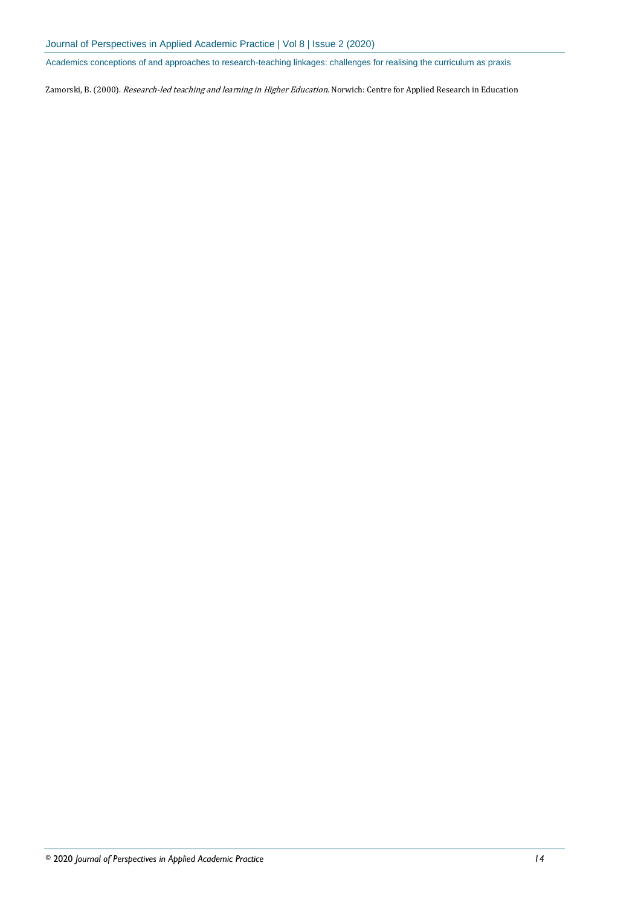Zamorski, B. (2000). *Research-led teaching and learning in Higher Education*. Norwich: Centre for Applied Research in Education